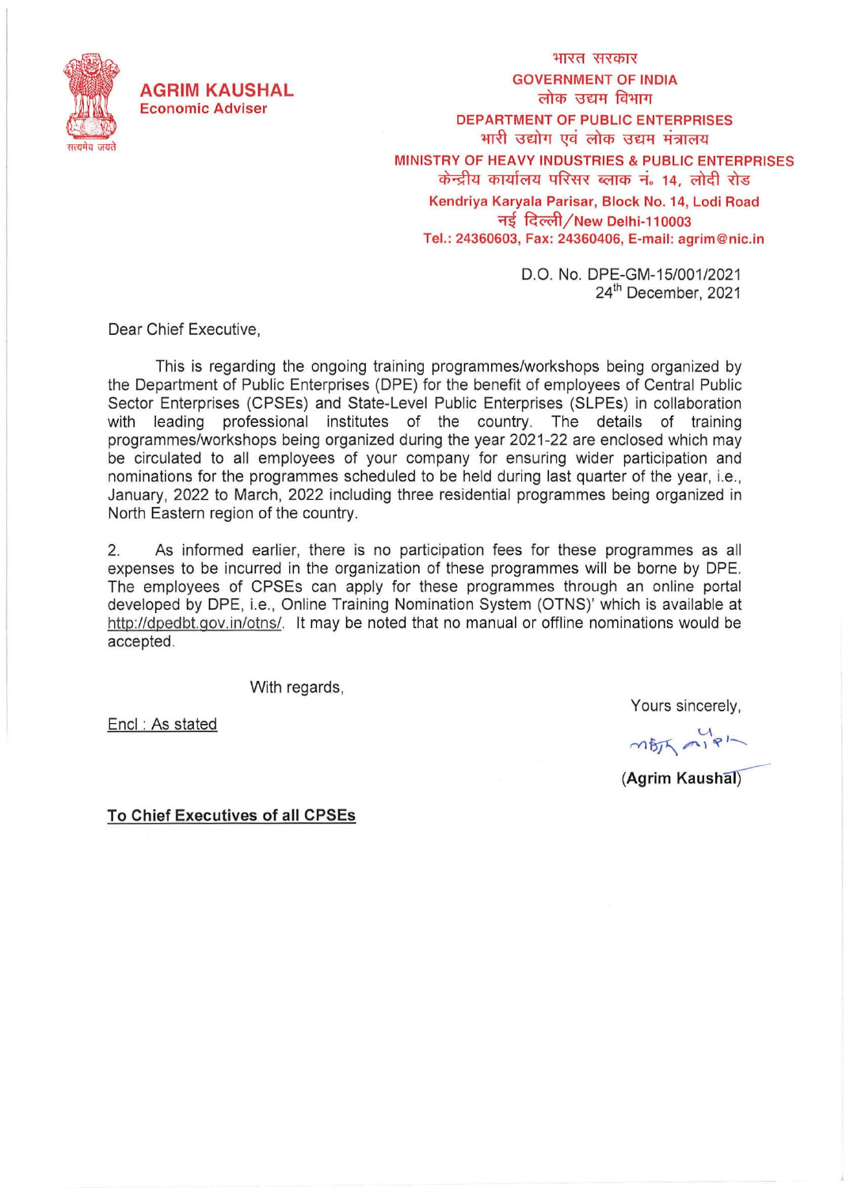**AGRIM KAUSHAL**
Economic Adviser

सत्यमेव जयते

भारत सरकार
GOVERNMENT OF INDIA
लोक उद्यम विभाग
DEPARTMENT OF PUBLIC ENTERPRISES
भारी उद्योग एवं लोक उद्यम मंत्रालय
MINISTRY OF HEAVY INDUSTRIES & PUBLIC ENTERPRISES
केन्द्रीय कार्यालय परिसर ब्लाक नं॰ 14, लोदी रोड
Kendriya Karyala Parisar, Block No. 14, Lodi Road
नई दिल्ली/New Delhi-110003
Tel.: 24360603, Fax: 24360406, E-mail: agrim@nic.in

D.O. No. DPE-GM-15/001/2021
24th December, 2021

Dear Chief Executive,

This is regarding the ongoing training programmes/workshops being organized by the Department of Public Enterprises (DPE) for the benefit of employees of Central Public Sector Enterprises (CPSEs) and State-Level Public Enterprises (SLPEs) in collaboration with leading professional institutes of the country. The details of training programmes/workshops being organized during the year 2021-22 are enclosed which may be circulated to all employees of your company for ensuring wider participation and nominations for the programmes scheduled to be held during last quarter of the year, i.e., January, 2022 to March, 2022 including three residential programmes being organized in North Eastern region of the country.

2. As informed earlier, there is no participation fees for these programmes as all expenses to be incurred in the organization of these programmes will be borne by DPE. The employees of CPSEs can apply for these programmes through an online portal developed by DPE, i.e., Online Training Nomination System (OTNS)' which is available at http://dpedbt.gov.in/otns/. It may be noted that no manual or offline nominations would be accepted.

With regards,

Yours sincerely,

(Agrim Kaushal)

Encl : As stated

**To Chief Executives of all CPSEs**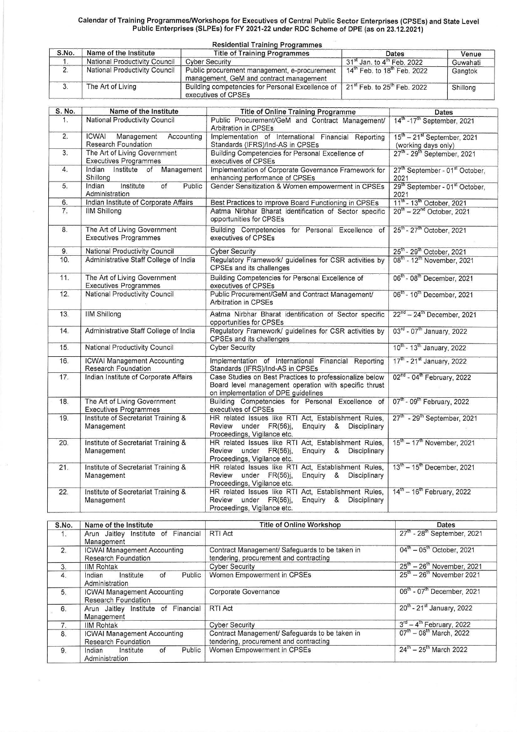# Calendar of Training Programmes/Workshops for Executives of Central Public Sector Enterprises (CPSEs) and State Level Public Enterprises (SLPEs) for FY 2021-22 under RDC Scheme of DPE (as on 23.12.2021)

## Residential Training Programmes

| S.No. | Name of the Institute | Title of Training Programmes | Dates | Venue |
|---|---|---|---|---|
| 1. | National Productivity Council | Cyber Security | 31st Jan. to 4th Feb. 2022 | Guwahati |
| 2. | National Productivity Council | Public procurement management, e-procurement management, GeM and contract management | 14th Feb. to 18th Feb. 2022 | Gangtok |
| 3. | The Art of Living | Building competencies for Personal Excellence of executives of CPSEs | 21st Feb. to 25th Feb. 2022 | Shillong |

| S. No. | Name of the Institute | Title of Online Training Programme | Dates |
|---|---|---|---|
| 1. | National Productivity Council | Public Procurement/GeM and Contract Management/ Arbitration in CPSEs | 14th -17th September, 2021 |
| 2. | ICWAI Management Accounting Research Foundation | Implementation of International Financial Reporting Standards (IFRS)/Ind-AS in CPSEs | 15th – 21st September, 2021 (working days only) |
| 3. | The Art of Living Government Executives Programmes | Building Competencies for Personal Excellence of executives of CPSEs | 27th - 29th September, 2021 |
| 4. | Indian Institute of Management Shillong | Implementation of Corporate Governance Framework for enhancing performance of CPSEs | 27th September - 01st October, 2021 |
| 5. | Indian Institute of Public Administration | Gender Sensitization & Women empowerment in CPSEs | 29th September - 01st October, 2021 |
| 6. | Indian Institute of Corporate Affairs | Best Practices to improve Board Functioning in CPSEs | 11th - 13th October, 2021 |
| 7. | IIM Shillong | Aatma Nirbhar Bharat identification of Sector specific opportunities for CPSEs | 20th – 22nd October, 2021 |
| 8. | The Art of Living Government Executives Programmes | Building Competencies for Personal Excellence of executives of CPSEs | 25th - 27th October, 2021 |
| 9. | National Productivity Council | Cyber Security | 25th - 29th October, 2021 |
| 10. | Administrative Staff College of India | Regulatory Framework/ guidelines for CSR activities by CPSEs and its challenges | 08th - 12th November, 2021 |
| 11. | The Art of Living Government Executives Programmes | Building Competencies for Personal Excellence of executives of CPSEs | 06th - 08th December, 2021 |
| 12. | National Productivity Council | Public Procurement/GeM and Contract Management/ Arbitration in CPSEs | 06th - 10th December, 2021 |
| 13. | IIM Shillong | Aatma Nirbhar Bharat identification of Sector specific opportunities for CPSEs | 22nd – 24th December, 2021 |
| 14. | Administrative Staff College of India | Regulatory Framework/ guidelines for CSR activities by CPSEs and its challenges | 03rd - 07th January, 2022 |
| 15. | National Productivity Council | Cyber Security | 10th - 13th January, 2022 |
| 16. | ICWAI Management Accounting Research Foundation | Implementation of International Financial Reporting Standards (IFRS)/Ind-AS in CPSEs | 17th - 21st January, 2022 |
| 17. | Indian Institute of Corporate Affairs | Case Studies on Best Practices to professionalize below Board level management operation with specific thrust on implementation of DPE guidelines | 02nd - 04th February, 2022 |
| 18. | The Art of Living Government Executives Programmes | Building Competencies for Personal Excellence of executives of CPSEs | 07th - 09th February, 2022 |
| 19. | Institute of Secretariat Training & Management | HR related Issues like RTI Act, Establishment Rules, Review under FR(56)j, Enquiry & Disciplinary Proceedings, Vigilance etc. | 27th - 29th September, 2021 |
| 20. | Institute of Secretariat Training & Management | HR related Issues like RTI Act, Establishment Rules, Review under FR(56)j, Enquiry & Disciplinary Proceedings, Vigilance etc. | 15th – 17th November, 2021 |
| 21. | Institute of Secretariat Training & Management | HR related Issues like RTI Act, Establishment Rules, Review under FR(56)j, Enquiry & Disciplinary Proceedings, Vigilance etc. | 13th – 15th December, 2021 |
| 22. | Institute of Secretariat Training & Management | HR related Issues like RTI Act, Establishment Rules, Review under FR(56)j, Enquiry & Disciplinary Proceedings, Vigilance etc. | 14th – 16th February, 2022 |

| S.No. | Name of the Institute | Title of Online Workshop | Dates |
|---|---|---|---|
| 1. | Arun Jaitley Institute of Financial Management | RTI Act | 27th - 28th September, 2021 |
| 2. | ICWAI Management Accounting Research Foundation | Contract Management/ Safeguards to be taken in tendering, procurement and contracting | 04th – 05th October, 2021 |
| 3. | IIM Rohtak | Cyber Security | 25th – 26th November, 2021 |
| 4. | Indian Institute of Public Administration | Women Empowerment in CPSEs | 25th – 26th November 2021 |
| 5. | ICWAI Management Accounting Research Foundation | Corporate Governance | 06th - 07th December, 2021 |
| 6. | Arun Jaitley Institute of Financial Management | RTI Act | 20th - 21st January, 2022 |
| 7. | IIM Rohtak | Cyber Security | 3rd – 4th February, 2022 |
| 8. | ICWAI Management Accounting Research Foundation | Contract Management/ Safeguards to be taken in tendering, procurement and contracting | 07th – 08th March, 2022 |
| 9. | Indian Institute of Public Administration | Women Empowerment in CPSEs | 24th – 25th March 2022 |